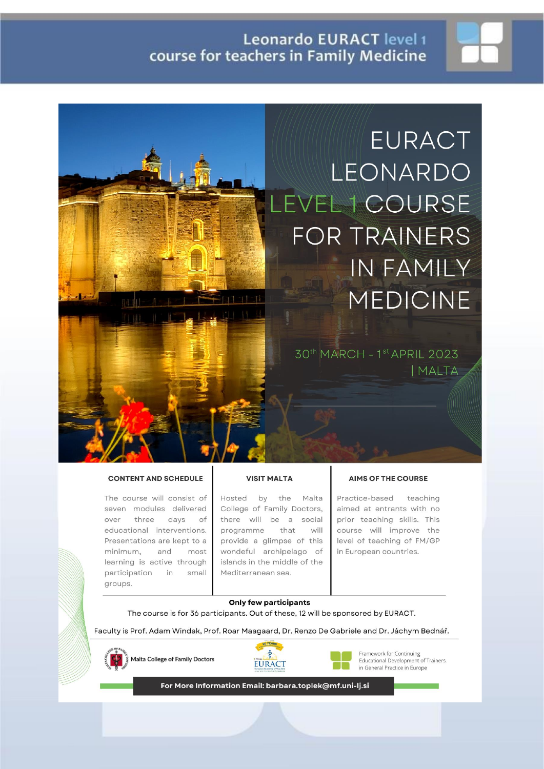# Leonardo EURACT level 1 course for teachers in Family Medicine

# EURACT LEONARDO LEVEL 1 COURSE FOR TRAINERS IN FAMILY MEDICINE

30th MARCH - 1st APRIL 2023 | MALTA

### CONTENT AND SCHEDULE

The course will consist of seven modules delivered over three days of educational interventions. Presentations are kept to a minimum, and most learning is active through participation in small groups.

### VISIT MALTA

Hosted by the Malta College of Family Doctors, there will be a social programme that will provide a glimpse of this wondeful archipelago of islands in the middle of the Mediterranean sea.

### AIMS OF THE COURSE

Practice-based teaching aimed at entrants with no prior teaching skills. This course will improve the level of teaching of FM/GP in European countries.

**Only few participants**

The course is for 36 participants. Out of these, 12 will be sponsored by EURACT.

Faculty is Prof. Adam Windak, Prof. Roar Maagaard, Dr. Renzo De Gabriele and Dr. Jáchym Bednář.

Malta College of Family Doctors

EURACT

Framework for Continuing Educational Development of Trainers in General Practice in Europe

**For More Information Email: barbara.toplek@mf.uni-lj.si**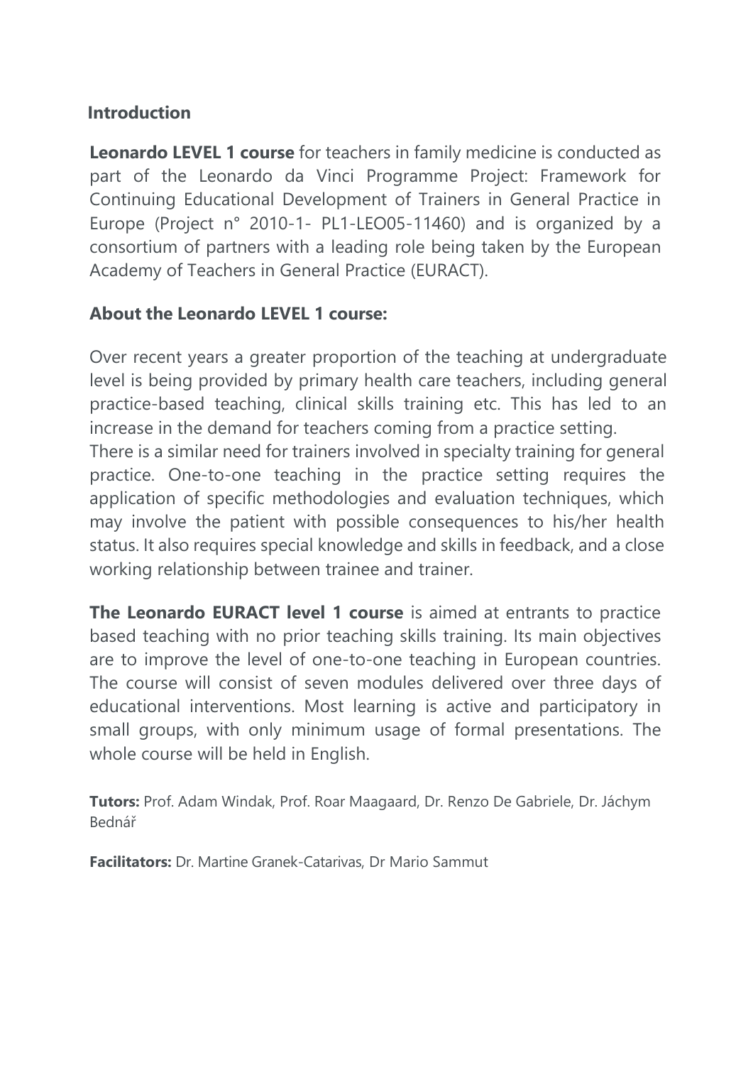## Introduction

**Leonardo LEVEL 1 course** for teachers in family medicine is conducted as part of the Leonardo da Vinci Programme Project: Framework for Continuing Educational Development of Trainers in General Practice in Europe (Project n° 2010-1- PL1-LEO05-11460) and is organized by a consortium of partners with a leading role being taken by the European Academy of Teachers in General Practice (EURACT).

### About the Leonardo LEVEL 1 course:

Over recent years a greater proportion of the teaching at undergraduate level is being provided by primary health care teachers, including general practice-based teaching, clinical skills training etc. This has led to an increase in the demand for teachers coming from a practice setting.
There is a similar need for trainers involved in specialty training for general practice. One-to-one teaching in the practice setting requires the application of specific methodologies and evaluation techniques, which may involve the patient with possible consequences to his/her health status. It also requires special knowledge and skills in feedback, and a close working relationship between trainee and trainer.

**The Leonardo EURACT level 1 course** is aimed at entrants to practice based teaching with no prior teaching skills training. Its main objectives are to improve the level of one-to-one teaching in European countries. The course will consist of seven modules delivered over three days of educational interventions. Most learning is active and participatory in small groups, with only minimum usage of formal presentations. The whole course will be held in English.

**Tutors:** Prof. Adam Windak, Prof. Roar Maagaard, Dr. Renzo De Gabriele, Dr. Jáchym Bednář

**Facilitators:** Dr. Martine Granek-Catarivas, Dr Mario Sammut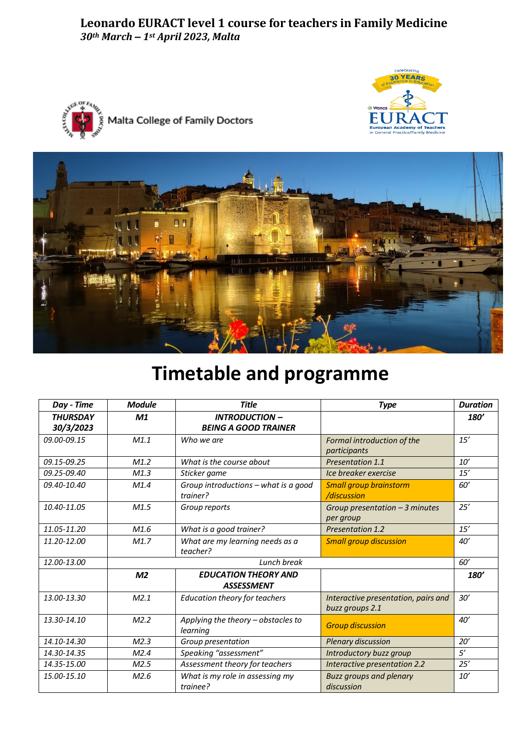**Leonardo EURACT level 1 course for teachers in Family Medicine**
***30th March – 1st April 2023, Malta***

Malta College of Family Doctors

# Timetable and programme

| *Day - Time* | *Module* | *Title* | *Type* | *Duration* |
|---|---|---|---|---|
| ***THURSDAY 30/3/2023*** | ***M1*** | ***INTRODUCTION – BEING A GOOD TRAINER*** | | ***180'*** |
| *09.00-09.15* | *M1.1* | *Who we are* | *Formal introduction of the participants* | *15'* |
| *09.15-09.25* | *M1.2* | *What is the course about* | *Presentation 1.1* | *10'* |
| *09.25-09.40* | *M1.3* | *Sticker game* | *Ice breaker exercise* | *15'* |
| *09.40-10.40* | *M1.4* | *Group introductions – what is a good trainer?* | *Small group brainstorm /discussion* | *60'* |
| *10.40-11.05* | *M1.5* | *Group reports* | *Group presentation – 3 minutes per group* | *25'* |
| *11.05-11.20* | *M1.6* | *What is a good trainer?* | *Presentation 1.2* | *15'* |
| *11.20-12.00* | *M1.7* | *What are my learning needs as a teacher?* | *Small group discussion* | *40'* |
| *12.00-13.00* | *Lunch break* | | | *60'* |
| | ***M2*** | ***EDUCATION THEORY AND ASSESSMENT*** | | ***180'*** |
| *13.00-13.30* | *M2.1* | *Education theory for teachers* | *Interactive presentation, pairs and buzz groups 2.1* | *30'* |
| *13.30-14.10* | *M2.2* | *Applying the theory – obstacles to learning* | *Group discussion* | *40'* |
| *14.10-14.30* | *M2.3* | *Group presentation* | *Plenary discussion* | *20'* |
| *14.30-14.35* | *M2.4* | *Speaking "assessment"* | *Introductory buzz group* | *5'* |
| *14.35-15.00* | *M2.5* | *Assessment theory for teachers* | *Interactive presentation 2.2* | *25'* |
| *15.00-15.10* | *M2.6* | *What is my role in assessing my trainee?* | *Buzz groups and plenary discussion* | *10'* |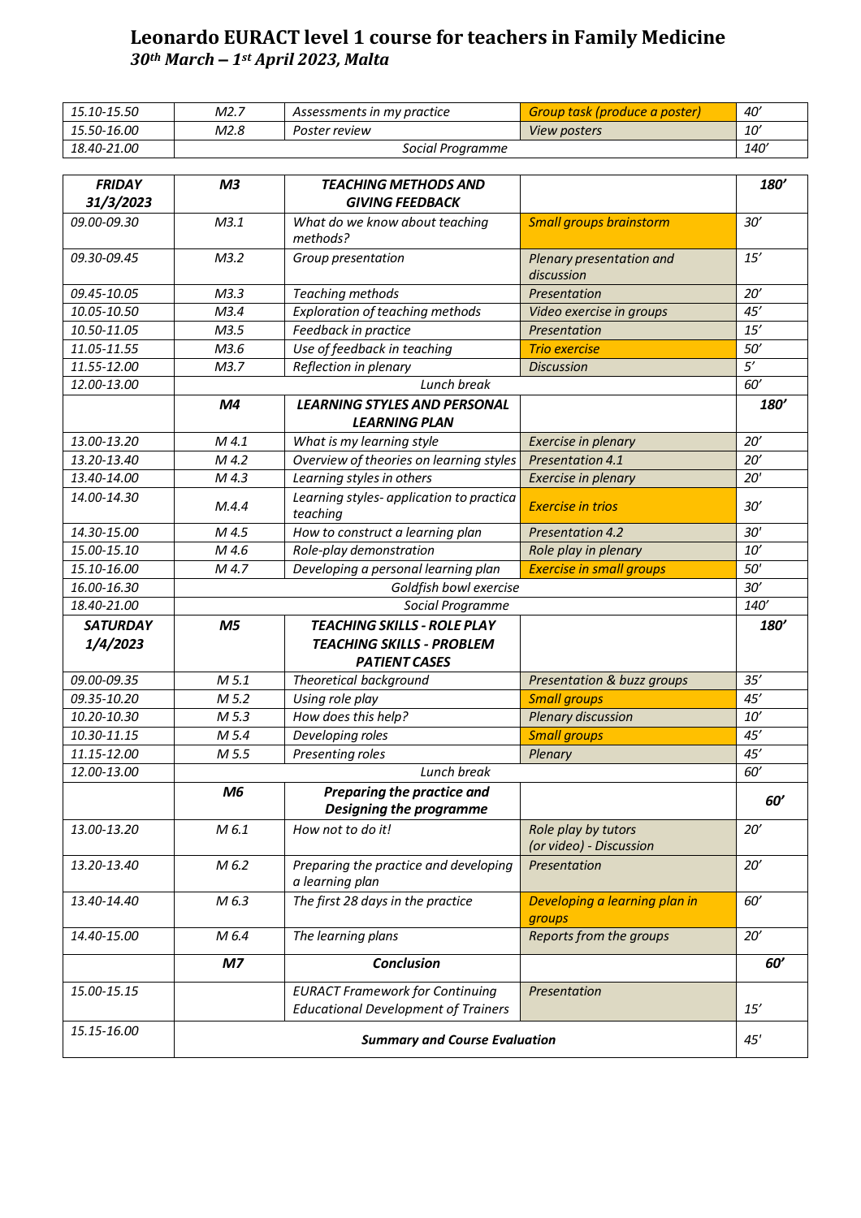# Leonardo EURACT level 1 course for teachers in Family Medicine

## *30th March – 1st April 2023, Malta*

| | | | | |
|---|---|---|---|---|
| *15.10-15.50* | *M2.7* | *Assessments in my practice* | *Group task (produce a poster)* | *40'* |
| *15.50-16.00* | *M2.8* | *Poster review* | *View posters* | *10'* |
| *18.40-21.00* | | *Social Programme* | | *140'* |

| | | | | |
|---|---|---|---|---|
| ***FRIDAY 31/3/2023*** | ***M3*** | ***TEACHING METHODS AND GIVING FEEDBACK*** | | ***180'*** |
| *09.00-09.30* | *M3.1* | *What do we know about teaching methods?* | *Small groups brainstorm* | *30'* |
| *09.30-09.45* | *M3.2* | *Group presentation* | *Plenary presentation and discussion* | *15'* |
| *09.45-10.05* | *M3.3* | *Teaching methods* | *Presentation* | *20'* |
| *10.05-10.50* | *M3.4* | *Exploration of teaching methods* | *Video exercise in groups* | *45'* |
| *10.50-11.05* | *M3.5* | *Feedback in practice* | *Presentation* | *15'* |
| *11.05-11.55* | *M3.6* | *Use of feedback in teaching* | *Trio exercise* | *50'* |
| *11.55-12.00* | *M3.7* | *Reflection in plenary* | *Discussion* | *5'* |
| *12.00-13.00* | | *Lunch break* | | *60'* |
| | ***M4*** | ***LEARNING STYLES AND PERSONAL LEARNING PLAN*** | | ***180'*** |
| *13.00-13.20* | *M 4.1* | *What is my learning style* | *Exercise in plenary* | *20'* |
| *13.20-13.40* | *M 4.2* | *Overview of theories on learning styles* | *Presentation 4.1* | *20'* |
| *13.40-14.00* | *M 4.3* | *Learning styles in others* | *Exercise in plenary* | *20'* |
| *14.00-14.30* | *M.4.4* | *Learning styles- application to practica teaching* | *Exercise in trios* | *30'* |
| *14.30-15.00* | *M 4.5* | *How to construct a learning plan* | *Presentation 4.2* | *30'* |
| *15.00-15.10* | *M 4.6* | *Role-play demonstration* | *Role play in plenary* | *10'* |
| *15.10-16.00* | *M 4.7* | *Developing a personal learning plan* | *Exercise in small groups* | *50'* |
| *16.00-16.30* | | *Goldfish bowl exercise* | | *30'* |
| *18.40-21.00* | | *Social Programme* | | *140'* |
| ***SATURDAY 1/4/2023*** | ***M5*** | ***TEACHING SKILLS - ROLE PLAY TEACHING SKILLS - PROBLEM PATIENT CASES*** | | ***180'*** |
| *09.00-09.35* | *M 5.1* | *Theoretical background* | *Presentation & buzz groups* | *35'* |
| *09.35-10.20* | *M 5.2* | *Using role play* | *Small groups* | *45'* |
| *10.20-10.30* | *M 5.3* | *How does this help?* | *Plenary discussion* | *10'* |
| *10.30-11.15* | *M 5.4* | *Developing roles* | *Small groups* | *45'* |
| *11.15-12.00* | *M 5.5* | *Presenting roles* | *Plenary* | *45'* |
| *12.00-13.00* | | *Lunch break* | | *60'* |
| | ***M6*** | ***Preparing the practice and Designing the programme*** | | ***60'*** |
| *13.00-13.20* | *M 6.1* | *How not to do it!* | *Role play by tutors (or video) - Discussion* | *20'* |
| *13.20-13.40* | *M 6.2* | *Preparing the practice and developing a learning plan* | *Presentation* | *20'* |
| *13.40-14.40* | *M 6.3* | *The first 28 days in the practice* | *Developing a learning plan in groups* | *60'* |
| *14.40-15.00* | *M 6.4* | *The learning plans* | *Reports from the groups* | *20'* |
| | ***M7*** | ***Conclusion*** | | ***60'*** |
| *15.00-15.15* | | *EURACT Framework for Continuing Educational Development of Trainers* | *Presentation* | *15'* |
| *15.15-16.00* | | ***Summary and Course Evaluation*** | | *45'* |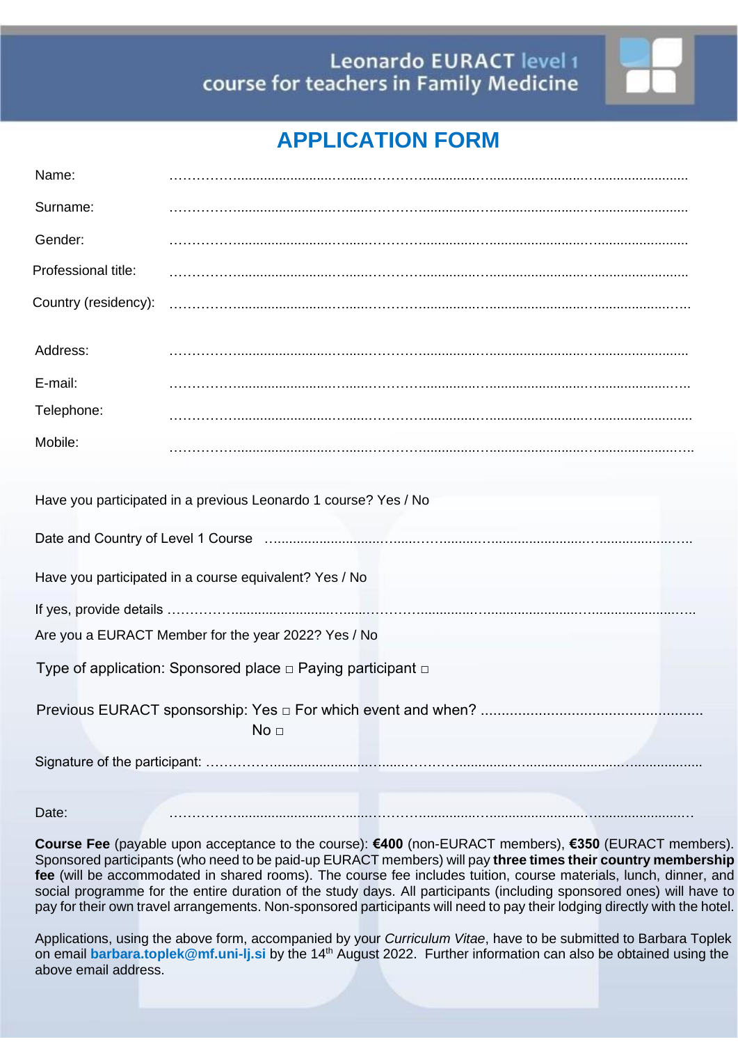Leonardo EURACT level 1
course for teachers in Family Medicine

# APPLICATION FORM

Name: ……………………………………………………………………………………

Surname: ……………………………………………………………………………………

Gender: ……………………………………………………………………………………

Professional title: ……………………………………………………………………………………

Country (residency): ……………………………………………………………………………………

Address: ……………………………………………………………………………………

E-mail: ……………………………………………………………………………………

Telephone: ……………………………………………………………………………………

Mobile: ……………………………………………………………………………………

Have you participated in a previous Leonardo 1 course? Yes / No

Date and Country of Level 1 Course ……………………………………………………………………………

Have you participated in a course equivalent? Yes / No

If yes, provide details ……………………………………………………………………………………

Are you a EURACT Member for the year 2022? Yes / No

Type of application: Sponsored place □ Paying participant □

Previous EURACT sponsorship: Yes □ For which event and when? ………………………………………
No □

Signature of the participant: ……………………………………………………………………………………

Date: ……………………………………………………………………………………

**Course Fee** (payable upon acceptance to the course): **€400** (non-EURACT members), **€350** (EURACT members). Sponsored participants (who need to be paid-up EURACT members) will pay **three times their country membership fee** (will be accommodated in shared rooms). The course fee includes tuition, course materials, lunch, dinner, and social programme for the entire duration of the study days. All participants (including sponsored ones) will have to pay for their own travel arrangements. Non-sponsored participants will need to pay their lodging directly with the hotel.

Applications, using the above form, accompanied by your *Curriculum Vitae*, have to be submitted to Barbara Toplek on email **barbara.toplek@mf.uni-lj.si** by the 14th August 2022. Further information can also be obtained using the above email address.